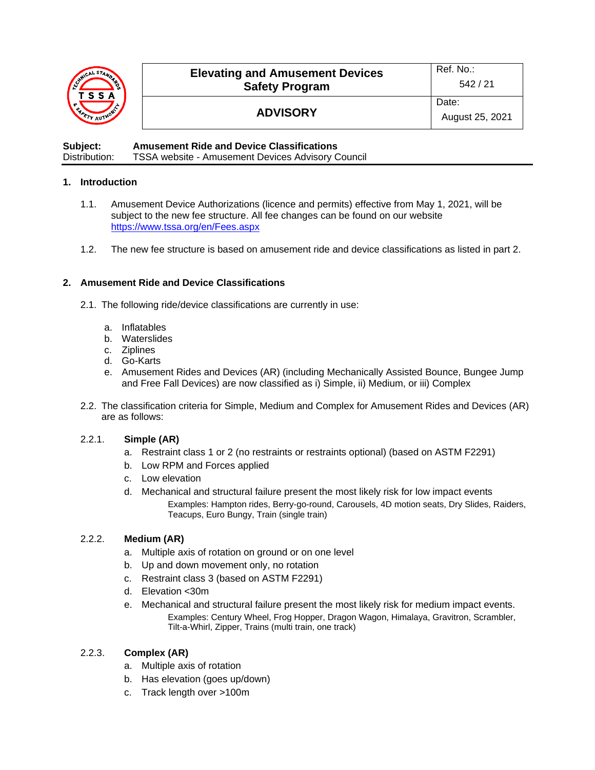| Elevating and Amusement Devices Safety Program | Ref. No.: 542 / 21 |
|---|---|
| ADVISORY | Date: August 25, 2021 |

**Subject:** **Amusement Ride and Device Classifications**
Distribution: TSSA website - Amusement Devices Advisory Council

## 1. Introduction

1.1. Amusement Device Authorizations (licence and permits) effective from May 1, 2021, will be subject to the new fee structure. All fee changes can be found on our website https://www.tssa.org/en/Fees.aspx

1.2. The new fee structure is based on amusement ride and device classifications as listed in part 2.

## 2. Amusement Ride and Device Classifications

2.1. The following ride/device classifications are currently in use:

a. Inflatables
b. Waterslides
c. Ziplines
d. Go-Karts
e. Amusement Rides and Devices (AR) (including Mechanically Assisted Bounce, Bungee Jump and Free Fall Devices) are now classified as i) Simple, ii) Medium, or iii) Complex

2.2. The classification criteria for Simple, Medium and Complex for Amusement Rides and Devices (AR) are as follows:

2.2.1. **Simple (AR)**

a. Restraint class 1 or 2 (no restraints or restraints optional) (based on ASTM F2291)
b. Low RPM and Forces applied
c. Low elevation
d. Mechanical and structural failure present the most likely risk for low impact events

Examples: Hampton rides, Berry-go-round, Carousels, 4D motion seats, Dry Slides, Raiders, Teacups, Euro Bungy, Train (single train)

2.2.2. **Medium (AR)**

a. Multiple axis of rotation on ground or on one level
b. Up and down movement only, no rotation
c. Restraint class 3 (based on ASTM F2291)
d. Elevation <30m
e. Mechanical and structural failure present the most likely risk for medium impact events.

Examples: Century Wheel, Frog Hopper, Dragon Wagon, Himalaya, Gravitron, Scrambler, Tilt-a-Whirl, Zipper, Trains (multi train, one track)

2.2.3. **Complex (AR)**

a. Multiple axis of rotation
b. Has elevation (goes up/down)
c. Track length over >100m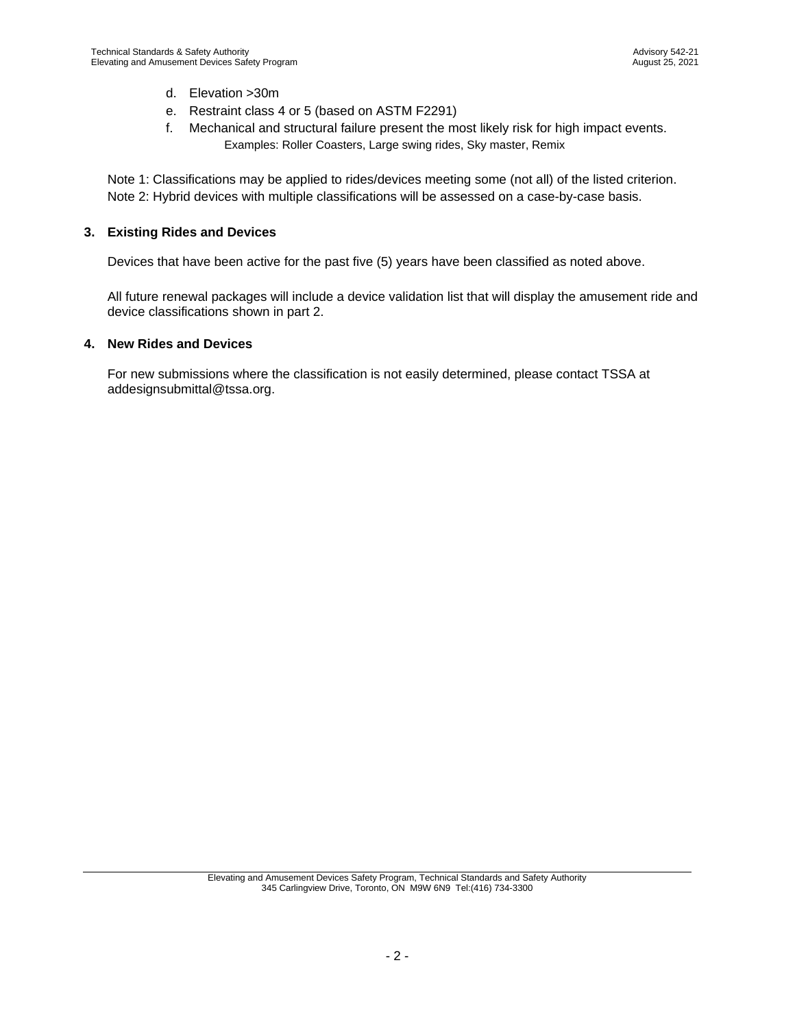d. Elevation >30m
e. Restraint class 4 or 5 (based on ASTM F2291)
f. Mechanical and structural failure present the most likely risk for high impact events.
   Examples: Roller Coasters, Large swing rides, Sky master, Remix

Note 1: Classifications may be applied to rides/devices meeting some (not all) of the listed criterion.
Note 2: Hybrid devices with multiple classifications will be assessed on a case-by-case basis.

## 3. Existing Rides and Devices

Devices that have been active for the past five (5) years have been classified as noted above.

All future renewal packages will include a device validation list that will display the amusement ride and device classifications shown in part 2.

## 4. New Rides and Devices

For new submissions where the classification is not easily determined, please contact TSSA at addesignsubmittal@tssa.org.